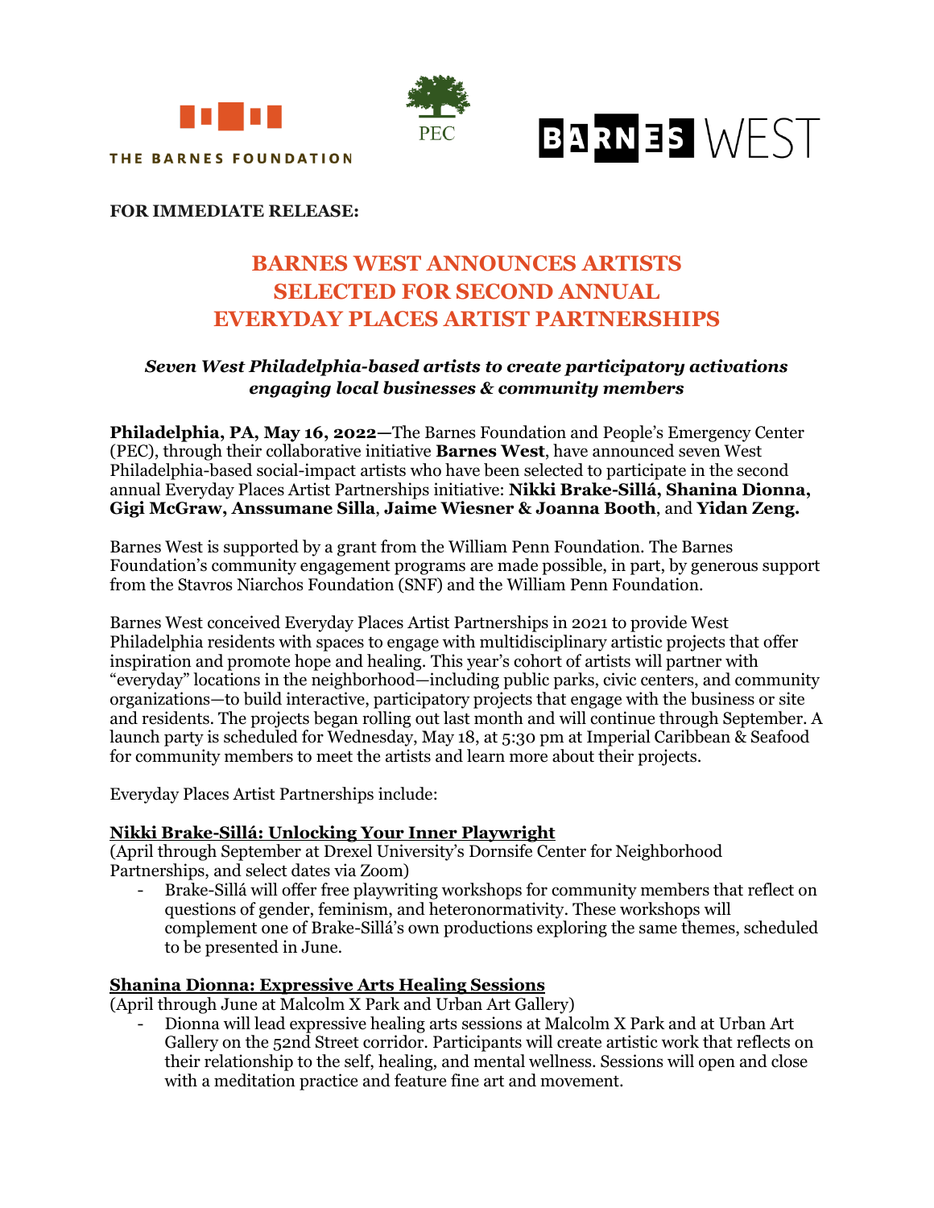THE BARNES FOUNDATION

PEC

BARNES WEST

**FOR IMMEDIATE RELEASE:**

# BARNES WEST ANNOUNCES ARTISTS SELECTED FOR SECOND ANNUAL EVERYDAY PLACES ARTIST PARTNERSHIPS

***Seven West Philadelphia-based artists to create participatory activations engaging local businesses & community members***

**Philadelphia, PA, May 16, 2022—**The Barnes Foundation and People's Emergency Center (PEC), through their collaborative initiative **Barnes West**, have announced seven West Philadelphia-based social-impact artists who have been selected to participate in the second annual Everyday Places Artist Partnerships initiative: **Nikki Brake-Sillá, Shanina Dionna, Gigi McGraw, Anssumane Silla**, **Jaime Wiesner & Joanna Booth**, and **Yidan Zeng.**

Barnes West is supported by a grant from the William Penn Foundation. The Barnes Foundation's community engagement programs are made possible, in part, by generous support from the Stavros Niarchos Foundation (SNF) and the William Penn Foundation.

Barnes West conceived Everyday Places Artist Partnerships in 2021 to provide West Philadelphia residents with spaces to engage with multidisciplinary artistic projects that offer inspiration and promote hope and healing. This year's cohort of artists will partner with "everyday" locations in the neighborhood—including public parks, civic centers, and community organizations—to build interactive, participatory projects that engage with the business or site and residents. The projects began rolling out last month and will continue through September. A launch party is scheduled for Wednesday, May 18, at 5:30 pm at Imperial Caribbean & Seafood for community members to meet the artists and learn more about their projects.

Everyday Places Artist Partnerships include:

**Nikki Brake-Sillá: Unlocking Your Inner Playwright**
(April through September at Drexel University's Dornsife Center for Neighborhood Partnerships, and select dates via Zoom)

- Brake-Sillá will offer free playwriting workshops for community members that reflect on questions of gender, feminism, and heteronormativity. These workshops will complement one of Brake-Sillá's own productions exploring the same themes, scheduled to be presented in June.

**Shanina Dionna: Expressive Arts Healing Sessions**
(April through June at Malcolm X Park and Urban Art Gallery)

- Dionna will lead expressive healing arts sessions at Malcolm X Park and at Urban Art Gallery on the 52nd Street corridor. Participants will create artistic work that reflects on their relationship to the self, healing, and mental wellness. Sessions will open and close with a meditation practice and feature fine art and movement.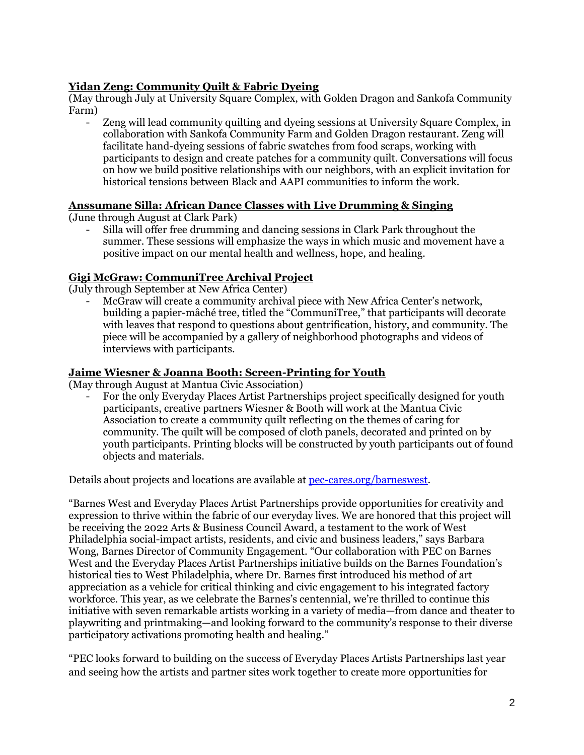**Yidan Zeng: Community Quilt & Fabric Dyeing**
(May through July at University Square Complex, with Golden Dragon and Sankofa Community Farm)

- Zeng will lead community quilting and dyeing sessions at University Square Complex, in collaboration with Sankofa Community Farm and Golden Dragon restaurant. Zeng will facilitate hand-dyeing sessions of fabric swatches from food scraps, working with participants to design and create patches for a community quilt. Conversations will focus on how we build positive relationships with our neighbors, with an explicit invitation for historical tensions between Black and AAPI communities to inform the work.

**Anssumane Silla: African Dance Classes with Live Drumming & Singing**
(June through August at Clark Park)

- Silla will offer free drumming and dancing sessions in Clark Park throughout the summer. These sessions will emphasize the ways in which music and movement have a positive impact on our mental health and wellness, hope, and healing.

**Gigi McGraw: CommuniTree Archival Project**
(July through September at New Africa Center)

- McGraw will create a community archival piece with New Africa Center's network, building a papier-mâché tree, titled the "CommuniTree," that participants will decorate with leaves that respond to questions about gentrification, history, and community. The piece will be accompanied by a gallery of neighborhood photographs and videos of interviews with participants.

**Jaime Wiesner & Joanna Booth: Screen-Printing for Youth**
(May through August at Mantua Civic Association)

- For the only Everyday Places Artist Partnerships project specifically designed for youth participants, creative partners Wiesner & Booth will work at the Mantua Civic Association to create a community quilt reflecting on the themes of caring for community. The quilt will be composed of cloth panels, decorated and printed on by youth participants. Printing blocks will be constructed by youth participants out of found objects and materials.

Details about projects and locations are available at [pec-cares.org/barneswest](pec-cares.org/barneswest).

"Barnes West and Everyday Places Artist Partnerships provide opportunities for creativity and expression to thrive within the fabric of our everyday lives. We are honored that this project will be receiving the 2022 Arts & Business Council Award, a testament to the work of West Philadelphia social-impact artists, residents, and civic and business leaders," says Barbara Wong, Barnes Director of Community Engagement. "Our collaboration with PEC on Barnes West and the Everyday Places Artist Partnerships initiative builds on the Barnes Foundation's historical ties to West Philadelphia, where Dr. Barnes first introduced his method of art appreciation as a vehicle for critical thinking and civic engagement to his integrated factory workforce. This year, as we celebrate the Barnes's centennial, we're thrilled to continue this initiative with seven remarkable artists working in a variety of media—from dance and theater to playwriting and printmaking—and looking forward to the community's response to their diverse participatory activations promoting health and healing."

"PEC looks forward to building on the success of Everyday Places Artists Partnerships last year and seeing how the artists and partner sites work together to create more opportunities for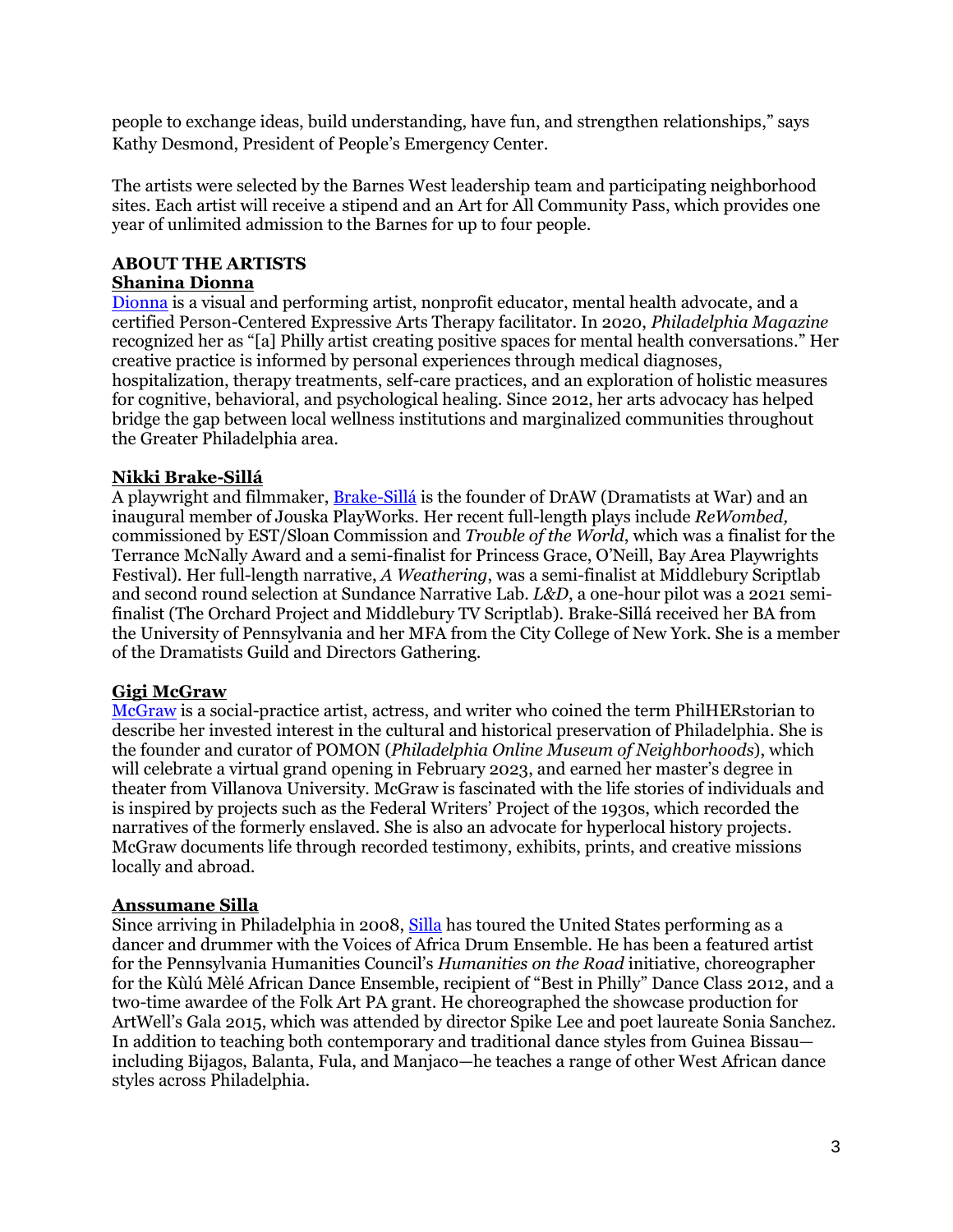people to exchange ideas, build understanding, have fun, and strengthen relationships," says Kathy Desmond, President of People's Emergency Center.

The artists were selected by the Barnes West leadership team and participating neighborhood sites. Each artist will receive a stipend and an Art for All Community Pass, which provides one year of unlimited admission to the Barnes for up to four people.

## ABOUT THE ARTISTS

### Shanina Dionna

Dionna is a visual and performing artist, nonprofit educator, mental health advocate, and a certified Person-Centered Expressive Arts Therapy facilitator. In 2020, *Philadelphia Magazine* recognized her as "[a] Philly artist creating positive spaces for mental health conversations." Her creative practice is informed by personal experiences through medical diagnoses, hospitalization, therapy treatments, self-care practices, and an exploration of holistic measures for cognitive, behavioral, and psychological healing. Since 2012, her arts advocacy has helped bridge the gap between local wellness institutions and marginalized communities throughout the Greater Philadelphia area.

### Nikki Brake-Sillá

A playwright and filmmaker, Brake-Sillá is the founder of DrAW (Dramatists at War) and an inaugural member of Jouska PlayWorks. Her recent full-length plays include *ReWombed,* commissioned by EST/Sloan Commission and *Trouble of the World*, which was a finalist for the Terrance McNally Award and a semi-finalist for Princess Grace, O'Neill, Bay Area Playwrights Festival). Her full-length narrative, *A Weathering*, was a semi-finalist at Middlebury Scriptlab and second round selection at Sundance Narrative Lab. *L&D*, a one-hour pilot was a 2021 semi-finalist (The Orchard Project and Middlebury TV Scriptlab). Brake-Sillá received her BA from the University of Pennsylvania and her MFA from the City College of New York. She is a member of the Dramatists Guild and Directors Gathering.

### Gigi McGraw

McGraw is a social-practice artist, actress, and writer who coined the term PhilHERstorian to describe her invested interest in the cultural and historical preservation of Philadelphia. She is the founder and curator of POMON (*Philadelphia Online Museum of Neighborhoods*), which will celebrate a virtual grand opening in February 2023, and earned her master's degree in theater from Villanova University. McGraw is fascinated with the life stories of individuals and is inspired by projects such as the Federal Writers' Project of the 1930s, which recorded the narratives of the formerly enslaved. She is also an advocate for hyperlocal history projects. McGraw documents life through recorded testimony, exhibits, prints, and creative missions locally and abroad.

### Anssumane Silla

Since arriving in Philadelphia in 2008, Silla has toured the United States performing as a dancer and drummer with the Voices of Africa Drum Ensemble. He has been a featured artist for the Pennsylvania Humanities Council's *Humanities on the Road* initiative, choreographer for the Kùlú Mèlé African Dance Ensemble, recipient of "Best in Philly" Dance Class 2012, and a two-time awardee of the Folk Art PA grant. He choreographed the showcase production for ArtWell's Gala 2015, which was attended by director Spike Lee and poet laureate Sonia Sanchez. In addition to teaching both contemporary and traditional dance styles from Guinea Bissau—including Bijagos, Balanta, Fula, and Manjaco—he teaches a range of other West African dance styles across Philadelphia.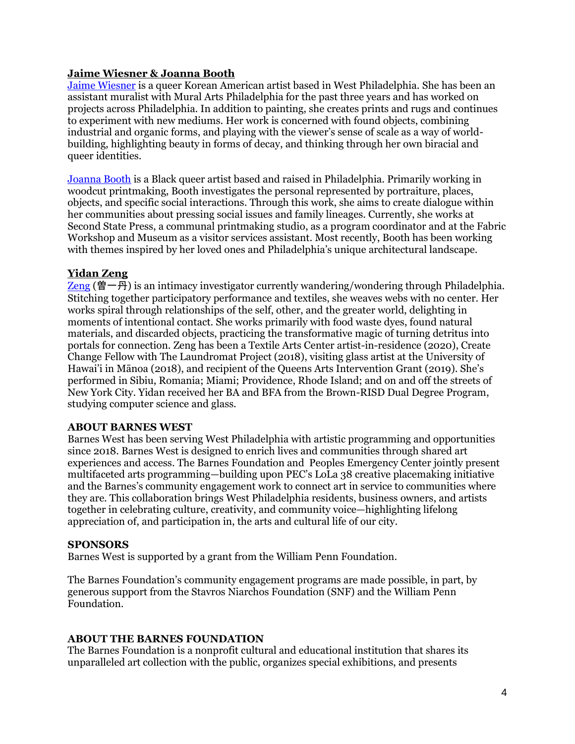**Jaime Wiesner & Joanna Booth**

Jaime Wiesner is a queer Korean American artist based in West Philadelphia. She has been an assistant muralist with Mural Arts Philadelphia for the past three years and has worked on projects across Philadelphia. In addition to painting, she creates prints and rugs and continues to experiment with new mediums. Her work is concerned with found objects, combining industrial and organic forms, and playing with the viewer's sense of scale as a way of world-building, highlighting beauty in forms of decay, and thinking through her own biracial and queer identities.

Joanna Booth is a Black queer artist based and raised in Philadelphia. Primarily working in woodcut printmaking, Booth investigates the personal represented by portraiture, places, objects, and specific social interactions. Through this work, she aims to create dialogue within her communities about pressing social issues and family lineages. Currently, she works at Second State Press, a communal printmaking studio, as a program coordinator and at the Fabric Workshop and Museum as a visitor services assistant. Most recently, Booth has been working with themes inspired by her loved ones and Philadelphia's unique architectural landscape.

**Yidan Zeng**

Zeng (曾一丹) is an intimacy investigator currently wandering/wondering through Philadelphia. Stitching together participatory performance and textiles, she weaves webs with no center. Her works spiral through relationships of the self, other, and the greater world, delighting in moments of intentional contact. She works primarily with food waste dyes, found natural materials, and discarded objects, practicing the transformative magic of turning detritus into portals for connection. Zeng has been a Textile Arts Center artist-in-residence (2020), Create Change Fellow with The Laundromat Project (2018), visiting glass artist at the University of Hawai'i in Mānoa (2018), and recipient of the Queens Arts Intervention Grant (2019). She's performed in Sibiu, Romania; Miami; Providence, Rhode Island; and on and off the streets of New York City. Yidan received her BA and BFA from the Brown-RISD Dual Degree Program, studying computer science and glass.

**ABOUT BARNES WEST**

Barnes West has been serving West Philadelphia with artistic programming and opportunities since 2018. Barnes West is designed to enrich lives and communities through shared art experiences and access. The Barnes Foundation and Peoples Emergency Center jointly present multifaceted arts programming—building upon PEC's LoLa 38 creative placemaking initiative and the Barnes's community engagement work to connect art in service to communities where they are. This collaboration brings West Philadelphia residents, business owners, and artists together in celebrating culture, creativity, and community voice—highlighting lifelong appreciation of, and participation in, the arts and cultural life of our city.

**SPONSORS**

Barnes West is supported by a grant from the William Penn Foundation.

The Barnes Foundation's community engagement programs are made possible, in part, by generous support from the Stavros Niarchos Foundation (SNF) and the William Penn Foundation.

**ABOUT THE BARNES FOUNDATION**

The Barnes Foundation is a nonprofit cultural and educational institution that shares its unparalleled art collection with the public, organizes special exhibitions, and presents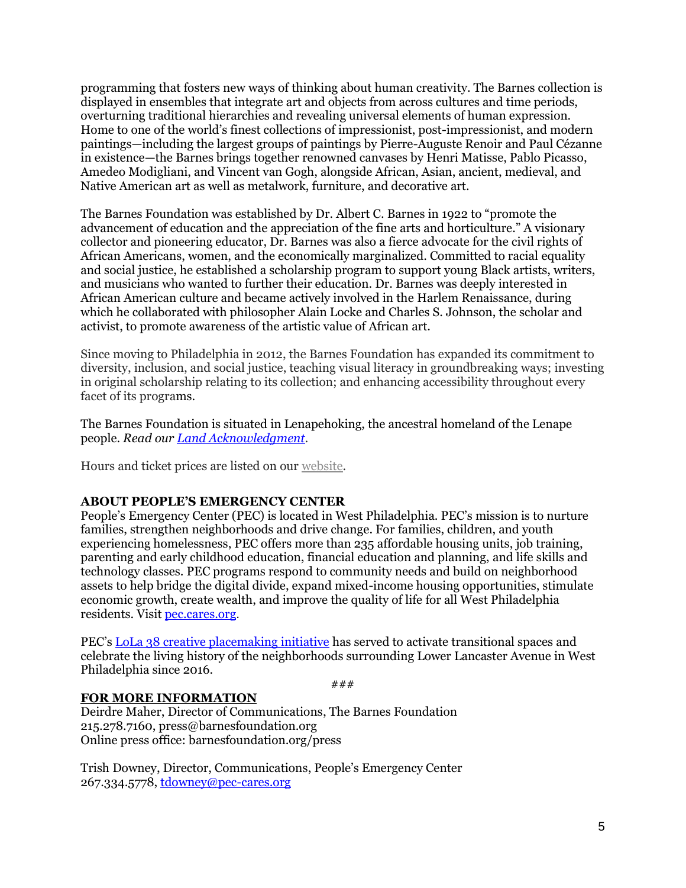programming that fosters new ways of thinking about human creativity. The Barnes collection is displayed in ensembles that integrate art and objects from across cultures and time periods, overturning traditional hierarchies and revealing universal elements of human expression. Home to one of the world's finest collections of impressionist, post-impressionist, and modern paintings—including the largest groups of paintings by Pierre-Auguste Renoir and Paul Cézanne in existence—the Barnes brings together renowned canvases by Henri Matisse, Pablo Picasso, Amedeo Modigliani, and Vincent van Gogh, alongside African, Asian, ancient, medieval, and Native American art as well as metalwork, furniture, and decorative art.

The Barnes Foundation was established by Dr. Albert C. Barnes in 1922 to "promote the advancement of education and the appreciation of the fine arts and horticulture." A visionary collector and pioneering educator, Dr. Barnes was also a fierce advocate for the civil rights of African Americans, women, and the economically marginalized. Committed to racial equality and social justice, he established a scholarship program to support young Black artists, writers, and musicians who wanted to further their education. Dr. Barnes was deeply interested in African American culture and became actively involved in the Harlem Renaissance, during which he collaborated with philosopher Alain Locke and Charles S. Johnson, the scholar and activist, to promote awareness of the artistic value of African art.

Since moving to Philadelphia in 2012, the Barnes Foundation has expanded its commitment to diversity, inclusion, and social justice, teaching visual literacy in groundbreaking ways; investing in original scholarship relating to its collection; and enhancing accessibility throughout every facet of its programs.

The Barnes Foundation is situated in Lenapehoking, the ancestral homeland of the Lenape people. *Read our [Land Acknowledgment](#).*

Hours and ticket prices are listed on our [website](#).

**ABOUT PEOPLE'S EMERGENCY CENTER**

People's Emergency Center (PEC) is located in West Philadelphia. PEC's mission is to nurture families, strengthen neighborhoods and drive change. For families, children, and youth experiencing homelessness, PEC offers more than 235 affordable housing units, job training, parenting and early childhood education, financial education and planning, and life skills and technology classes. PEC programs respond to community needs and build on neighborhood assets to help bridge the digital divide, expand mixed-income housing opportunities, stimulate economic growth, create wealth, and improve the quality of life for all West Philadelphia residents. Visit [pec.cares.org](#).

PEC's [LoLa 38 creative placemaking initiative](#) has served to activate transitional spaces and celebrate the living history of the neighborhoods surrounding Lower Lancaster Avenue in West Philadelphia since 2016.

###

**FOR MORE INFORMATION**

Deirdre Maher, Director of Communications, The Barnes Foundation
215.278.7160, press@barnesfoundation.org
Online press office: barnesfoundation.org/press

Trish Downey, Director, Communications, People's Emergency Center
267.334.5778, [tdowney@pec-cares.org](#)